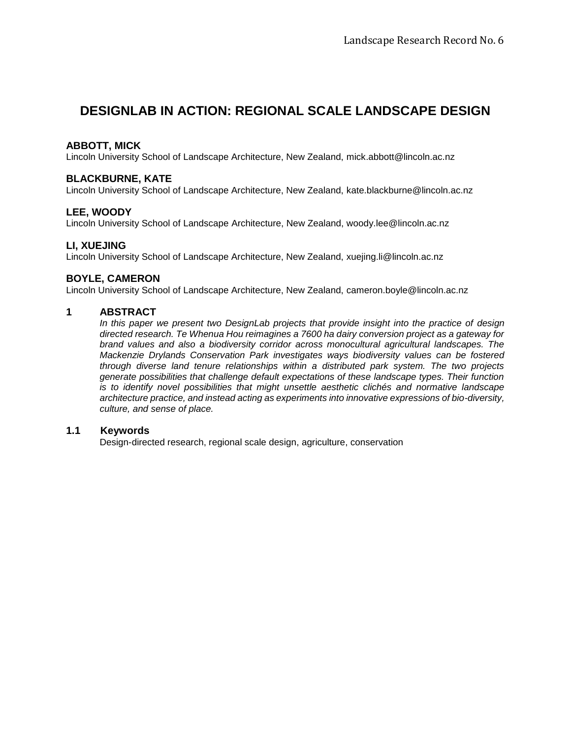# DESIGNLAB IN ACTION: REGIONAL SCALE LANDSCAPE DESIGN

**ABBOTT, MICK**
Lincoln University School of Landscape Architecture, New Zealand, mick.abbott@lincoln.ac.nz

**BLACKBURNE, KATE**
Lincoln University School of Landscape Architecture, New Zealand, kate.blackburne@lincoln.ac.nz

**LEE, WOODY**
Lincoln University School of Landscape Architecture, New Zealand, woody.lee@lincoln.ac.nz

**LI, XUEJING**
Lincoln University School of Landscape Architecture, New Zealand, xuejing.li@lincoln.ac.nz

**BOYLE, CAMERON**
Lincoln University School of Landscape Architecture, New Zealand, cameron.boyle@lincoln.ac.nz

## 1 ABSTRACT

*In this paper we present two DesignLab projects that provide insight into the practice of design directed research. Te Whenua Hou reimagines a 7600 ha dairy conversion project as a gateway for brand values and also a biodiversity corridor across monocultural agricultural landscapes. The Mackenzie Drylands Conservation Park investigates ways biodiversity values can be fostered through diverse land tenure relationships within a distributed park system. The two projects generate possibilities that challenge default expectations of these landscape types. Their function is to identify novel possibilities that might unsettle aesthetic clichés and normative landscape architecture practice, and instead acting as experiments into innovative expressions of bio-diversity, culture, and sense of place.*

### 1.1 Keywords

Design-directed research, regional scale design, agriculture, conservation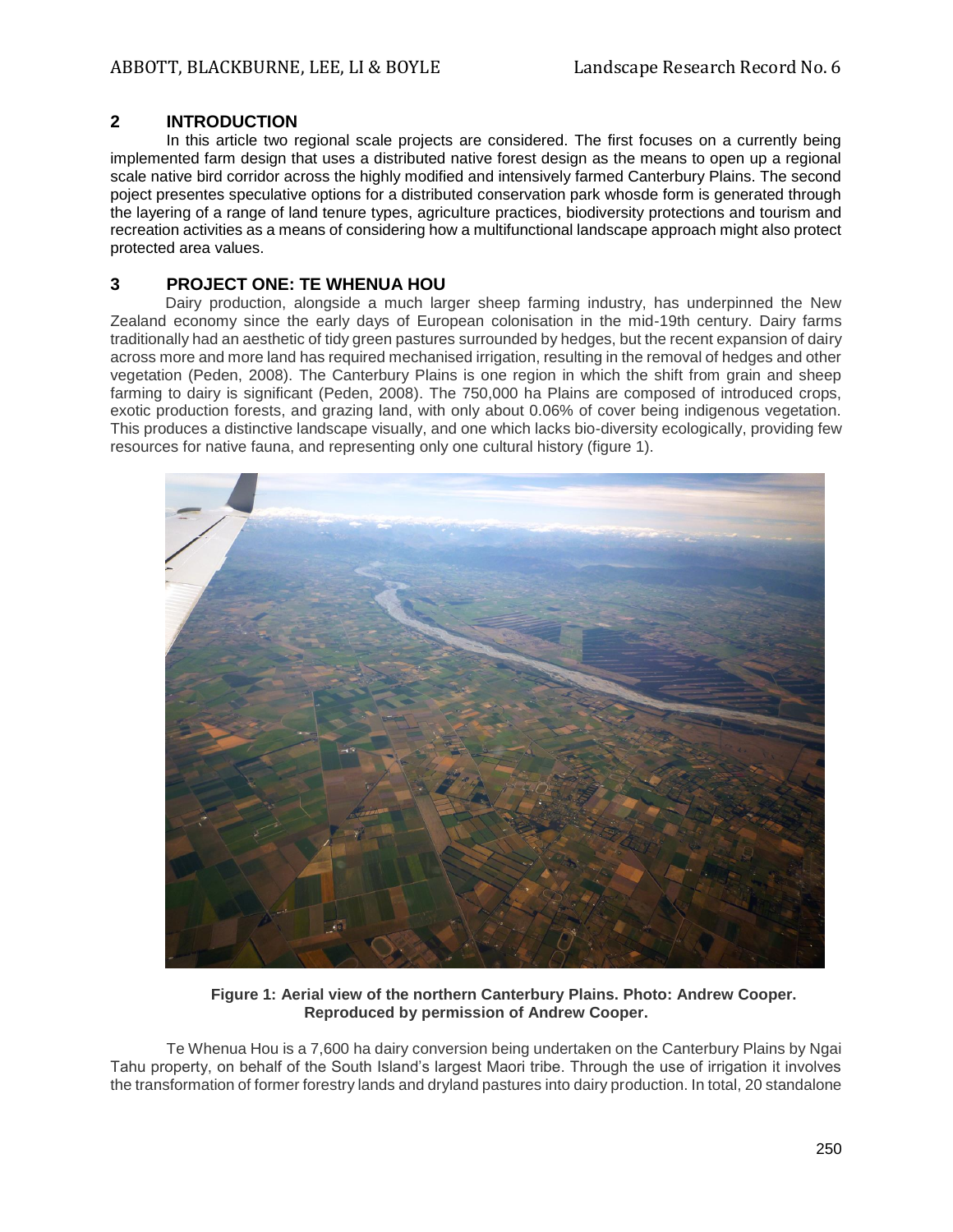## 2 INTRODUCTION

In this article two regional scale projects are considered. The first focuses on a currently being implemented farm design that uses a distributed native forest design as the means to open up a regional scale native bird corridor across the highly modified and intensively farmed Canterbury Plains. The second poject presentes speculative options for a distributed conservation park whosde form is generated through the layering of a range of land tenure types, agriculture practices, biodiversity protections and tourism and recreation activities as a means of considering how a multifunctional landscape approach might also protect protected area values.

## 3 PROJECT ONE: TE WHENUA HOU

Dairy production, alongside a much larger sheep farming industry, has underpinned the New Zealand economy since the early days of European colonisation in the mid-19th century. Dairy farms traditionally had an aesthetic of tidy green pastures surrounded by hedges, but the recent expansion of dairy across more and more land has required mechanised irrigation, resulting in the removal of hedges and other vegetation (Peden, 2008). The Canterbury Plains is one region in which the shift from grain and sheep farming to dairy is significant (Peden, 2008). The 750,000 ha Plains are composed of introduced crops, exotic production forests, and grazing land, with only about 0.06% of cover being indigenous vegetation. This produces a distinctive landscape visually, and one which lacks bio-diversity ecologically, providing few resources for native fauna, and representing only one cultural history (figure 1).

**Figure 1: Aerial view of the northern Canterbury Plains. Photo: Andrew Cooper. Reproduced by permission of Andrew Cooper.**

Te Whenua Hou is a 7,600 ha dairy conversion being undertaken on the Canterbury Plains by Ngai Tahu property, on behalf of the South Island's largest Maori tribe. Through the use of irrigation it involves the transformation of former forestry lands and dryland pastures into dairy production. In total, 20 standalone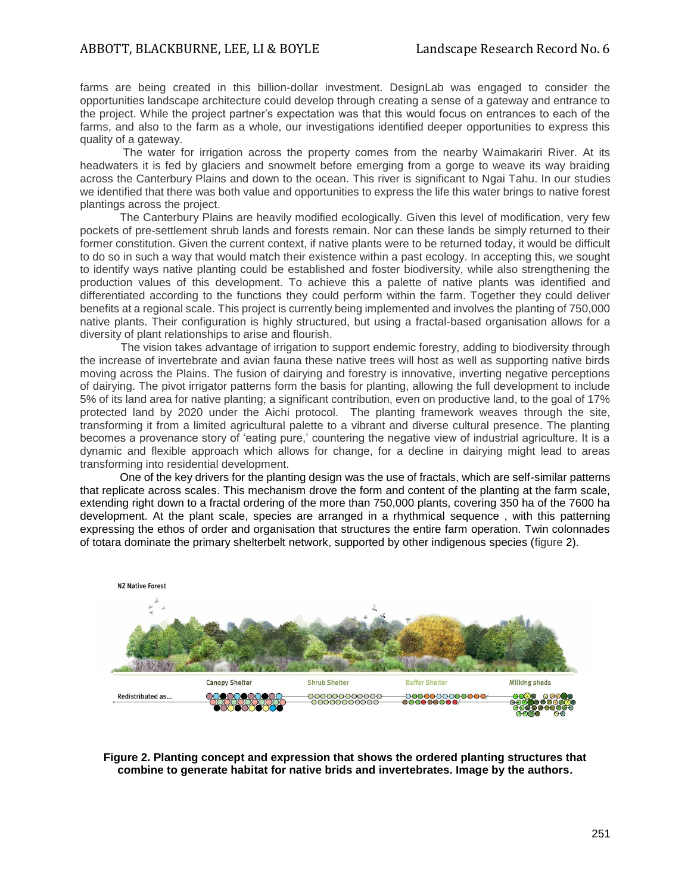farms are being created in this billion-dollar investment. DesignLab was engaged to consider the opportunities landscape architecture could develop through creating a sense of a gateway and entrance to the project. While the project partner's expectation was that this would focus on entrances to each of the farms, and also to the farm as a whole, our investigations identified deeper opportunities to express this quality of a gateway.

The water for irrigation across the property comes from the nearby Waimakariri River. At its headwaters it is fed by glaciers and snowmelt before emerging from a gorge to weave its way braiding across the Canterbury Plains and down to the ocean. This river is significant to Ngai Tahu. In our studies we identified that there was both value and opportunities to express the life this water brings to native forest plantings across the project.

The Canterbury Plains are heavily modified ecologically. Given this level of modification, very few pockets of pre-settlement shrub lands and forests remain. Nor can these lands be simply returned to their former constitution. Given the current context, if native plants were to be returned today, it would be difficult to do so in such a way that would match their existence within a past ecology. In accepting this, we sought to identify ways native planting could be established and foster biodiversity, while also strengthening the production values of this development. To achieve this a palette of native plants was identified and differentiated according to the functions they could perform within the farm. Together they could deliver benefits at a regional scale. This project is currently being implemented and involves the planting of 750,000 native plants. Their configuration is highly structured, but using a fractal-based organisation allows for a diversity of plant relationships to arise and flourish.

The vision takes advantage of irrigation to support endemic forestry, adding to biodiversity through the increase of invertebrate and avian fauna these native trees will host as well as supporting native birds moving across the Plains. The fusion of dairying and forestry is innovative, inverting negative perceptions of dairying. The pivot irrigator patterns form the basis for planting, allowing the full development to include 5% of its land area for native planting; a significant contribution, even on productive land, to the goal of 17% protected land by 2020 under the Aichi protocol. The planting framework weaves through the site, transforming it from a limited agricultural palette to a vibrant and diverse cultural presence. The planting becomes a provenance story of 'eating pure,' countering the negative view of industrial agriculture. It is a dynamic and flexible approach which allows for change, for a decline in dairying might lead to areas transforming into residential development.

One of the key drivers for the planting design was the use of fractals, which are self-similar patterns that replicate across scales. This mechanism drove the form and content of the planting at the farm scale, extending right down to a fractal ordering of the more than 750,000 plants, covering 350 ha of the 7600 ha development. At the plant scale, species are arranged in a rhythmical sequence , with this patterning expressing the ethos of order and organisation that structures the entire farm operation. Twin colonnades of totara dominate the primary shelterbelt network, supported by other indigenous species (figure 2).

**Figure 2. Planting concept and expression that shows the ordered planting structures that combine to generate habitat for native brids and invertebrates. Image by the authors.**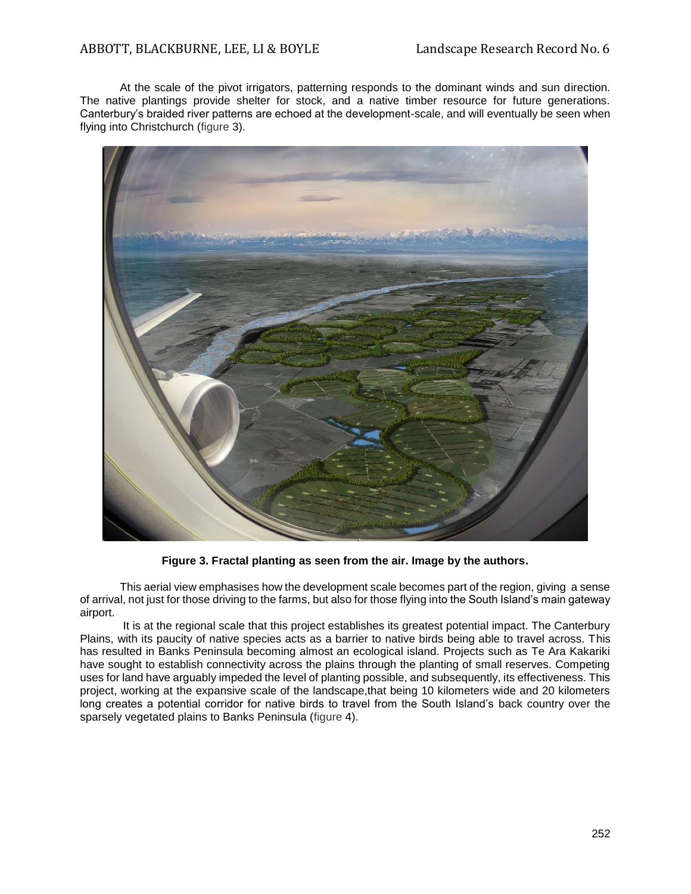At the scale of the pivot irrigators, patterning responds to the dominant winds and sun direction. The native plantings provide shelter for stock, and a native timber resource for future generations. Canterbury's braided river patterns are echoed at the development-scale, and will eventually be seen when flying into Christchurch (figure 3).

**Figure 3. Fractal planting as seen from the air. Image by the authors.**

This aerial view emphasises how the development scale becomes part of the region, giving a sense of arrival, not just for those driving to the farms, but also for those flying into the South Island's main gateway airport.

It is at the regional scale that this project establishes its greatest potential impact. The Canterbury Plains, with its paucity of native species acts as a barrier to native birds being able to travel across. This has resulted in Banks Peninsula becoming almost an ecological island. Projects such as Te Ara Kakariki have sought to establish connectivity across the plains through the planting of small reserves. Competing uses for land have arguably impeded the level of planting possible, and subsequently, its effectiveness. This project, working at the expansive scale of the landscape,that being 10 kilometers wide and 20 kilometers long creates a potential corridor for native birds to travel from the South Island's back country over the sparsely vegetated plains to Banks Peninsula (figure 4).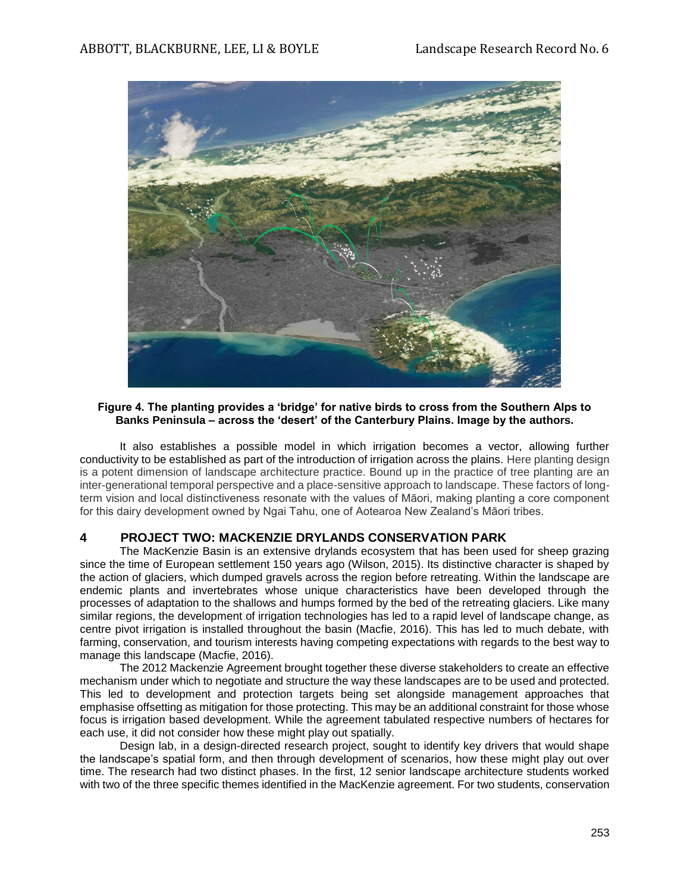**Figure 4. The planting provides a 'bridge' for native birds to cross from the Southern Alps to Banks Peninsula – across the 'desert' of the Canterbury Plains. Image by the authors.**

It also establishes a possible model in which irrigation becomes a vector, allowing further conductivity to be established as part of the introduction of irrigation across the plains. Here planting design is a potent dimension of landscape architecture practice. Bound up in the practice of tree planting are an inter-generational temporal perspective and a place-sensitive approach to landscape. These factors of long-term vision and local distinctiveness resonate with the values of Māori, making planting a core component for this dairy development owned by Ngai Tahu, one of Aotearoa New Zealand's Māori tribes.

## 4 PROJECT TWO: MACKENZIE DRYLANDS CONSERVATION PARK

The MacKenzie Basin is an extensive drylands ecosystem that has been used for sheep grazing since the time of European settlement 150 years ago (Wilson, 2015). Its distinctive character is shaped by the action of glaciers, which dumped gravels across the region before retreating. Within the landscape are endemic plants and invertebrates whose unique characteristics have been developed through the processes of adaptation to the shallows and humps formed by the bed of the retreating glaciers. Like many similar regions, the development of irrigation technologies has led to a rapid level of landscape change, as centre pivot irrigation is installed throughout the basin (Macfie, 2016). This has led to much debate, with farming, conservation, and tourism interests having competing expectations with regards to the best way to manage this landscape (Macfie, 2016).

The 2012 Mackenzie Agreement brought together these diverse stakeholders to create an effective mechanism under which to negotiate and structure the way these landscapes are to be used and protected. This led to development and protection targets being set alongside management approaches that emphasise offsetting as mitigation for those protecting. This may be an additional constraint for those whose focus is irrigation based development. While the agreement tabulated respective numbers of hectares for each use, it did not consider how these might play out spatially.

Design lab, in a design-directed research project, sought to identify key drivers that would shape the landscape's spatial form, and then through development of scenarios, how these might play out over time. The research had two distinct phases. In the first, 12 senior landscape architecture students worked with two of the three specific themes identified in the MacKenzie agreement. For two students, conservation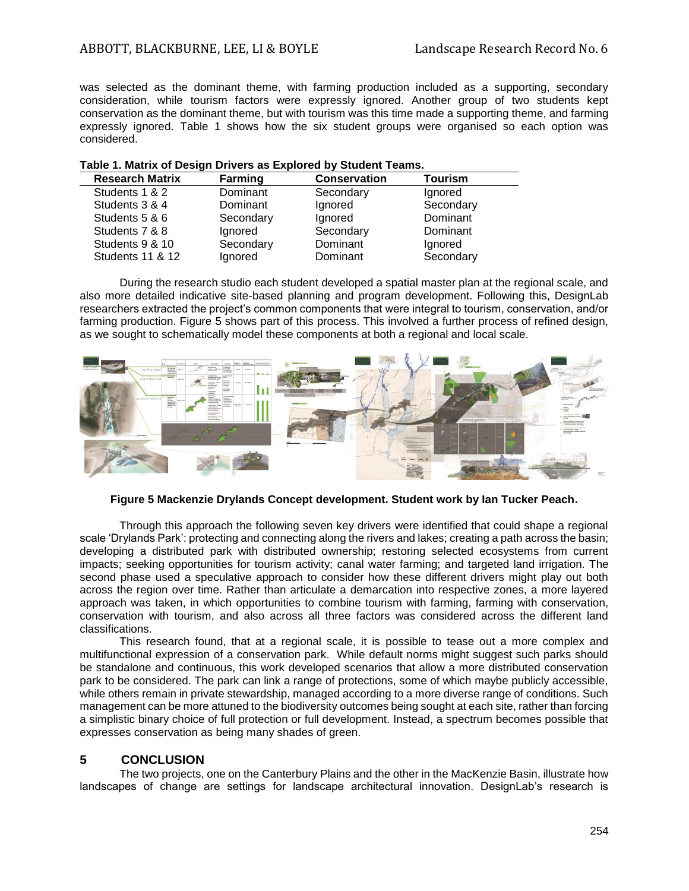was selected as the dominant theme, with farming production included as a supporting, secondary consideration, while tourism factors were expressly ignored. Another group of two students kept conservation as the dominant theme, but with tourism was this time made a supporting theme, and farming expressly ignored. Table 1 shows how the six student groups were organised so each option was considered.

**Table 1. Matrix of Design Drivers as Explored by Student Teams.**

| Research Matrix | Farming | Conservation | Tourism |
|---|---|---|---|
| Students 1 & 2 | Dominant | Secondary | Ignored |
| Students 3 & 4 | Dominant | Ignored | Secondary |
| Students 5 & 6 | Secondary | Ignored | Dominant |
| Students 7 & 8 | Ignored | Secondary | Dominant |
| Students 9 & 10 | Secondary | Dominant | Ignored |
| Students 11 & 12 | Ignored | Dominant | Secondary |

During the research studio each student developed a spatial master plan at the regional scale, and also more detailed indicative site-based planning and program development. Following this, DesignLab researchers extracted the project's common components that were integral to tourism, conservation, and/or farming production. Figure 5 shows part of this process. This involved a further process of refined design, as we sought to schematically model these components at both a regional and local scale.

**Figure 5 Mackenzie Drylands Concept development. Student work by Ian Tucker Peach.**

Through this approach the following seven key drivers were identified that could shape a regional scale 'Drylands Park': protecting and connecting along the rivers and lakes; creating a path across the basin; developing a distributed park with distributed ownership; restoring selected ecosystems from current impacts; seeking opportunities for tourism activity; canal water farming; and targeted land irrigation. The second phase used a speculative approach to consider how these different drivers might play out both across the region over time. Rather than articulate a demarcation into respective zones, a more layered approach was taken, in which opportunities to combine tourism with farming, farming with conservation, conservation with tourism, and also across all three factors was considered across the different land classifications.

This research found, that at a regional scale, it is possible to tease out a more complex and multifunctional expression of a conservation park. While default norms might suggest such parks should be standalone and continuous, this work developed scenarios that allow a more distributed conservation park to be considered. The park can link a range of protections, some of which maybe publicly accessible, while others remain in private stewardship, managed according to a more diverse range of conditions. Such management can be more attuned to the biodiversity outcomes being sought at each site, rather than forcing a simplistic binary choice of full protection or full development. Instead, a spectrum becomes possible that expresses conservation as being many shades of green.

## 5 CONCLUSION

The two projects, one on the Canterbury Plains and the other in the MacKenzie Basin, illustrate how landscapes of change are settings for landscape architectural innovation. DesignLab's research is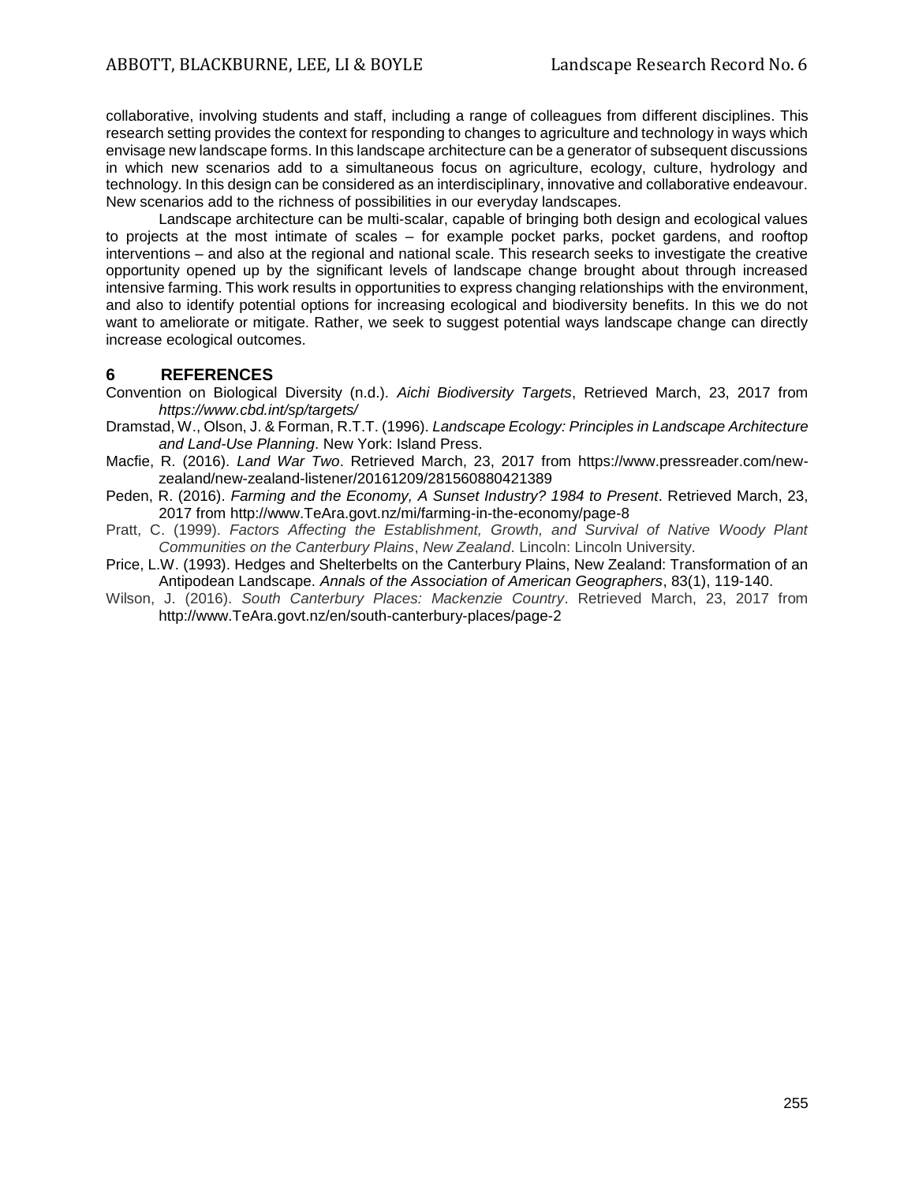collaborative, involving students and staff, including a range of colleagues from different disciplines. This research setting provides the context for responding to changes to agriculture and technology in ways which envisage new landscape forms. In this landscape architecture can be a generator of subsequent discussions in which new scenarios add to a simultaneous focus on agriculture, ecology, culture, hydrology and technology. In this design can be considered as an interdisciplinary, innovative and collaborative endeavour. New scenarios add to the richness of possibilities in our everyday landscapes.

Landscape architecture can be multi-scalar, capable of bringing both design and ecological values to projects at the most intimate of scales – for example pocket parks, pocket gardens, and rooftop interventions – and also at the regional and national scale. This research seeks to investigate the creative opportunity opened up by the significant levels of landscape change brought about through increased intensive farming. This work results in opportunities to express changing relationships with the environment, and also to identify potential options for increasing ecological and biodiversity benefits. In this we do not want to ameliorate or mitigate. Rather, we seek to suggest potential ways landscape change can directly increase ecological outcomes.

## 6 REFERENCES

Convention on Biological Diversity (n.d.). *Aichi Biodiversity Targets*, Retrieved March, 23, 2017 from *https://www.cbd.int/sp/targets/*

Dramstad, W., Olson, J. & Forman, R.T.T. (1996). *Landscape Ecology: Principles in Landscape Architecture and Land-Use Planning*. New York: Island Press.

Macfie, R. (2016). *Land War Two*. Retrieved March, 23, 2017 from https://www.pressreader.com/new-zealand/new-zealand-listener/20161209/281560880421389

Peden, R. (2016). *Farming and the Economy, A Sunset Industry? 1984 to Present*. Retrieved March, 23, 2017 from http://www.TeAra.govt.nz/mi/farming-in-the-economy/page-8

Pratt, C. (1999). *Factors Affecting the Establishment, Growth, and Survival of Native Woody Plant Communities on the Canterbury Plains*, *New Zealand*. Lincoln: Lincoln University.

Price, L.W. (1993). Hedges and Shelterbelts on the Canterbury Plains, New Zealand: Transformation of an Antipodean Landscape. *Annals of the Association of American Geographers*, 83(1), 119-140.

Wilson, J. (2016). *South Canterbury Places: Mackenzie Country*. Retrieved March, 23, 2017 from http://www.TeAra.govt.nz/en/south-canterbury-places/page-2